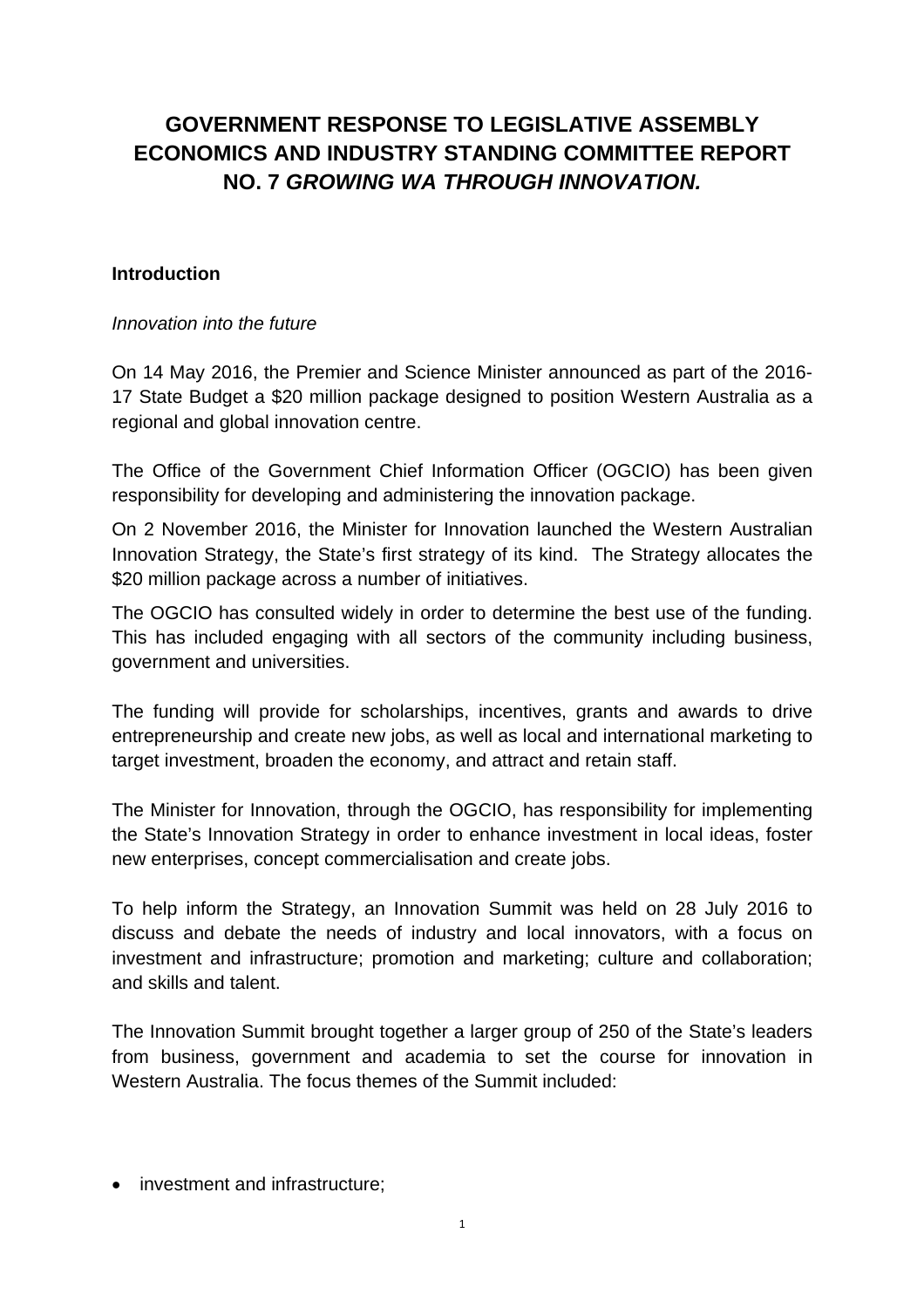# GOVERNMENT RESPONSE TO LEGISLATIVE ASSEMBLY ECONOMICS AND INDUSTRY STANDING COMMITTEE REPORT NO. 7 *GROWING WA THROUGH INNOVATION.*

## Introduction

*Innovation into the future*

On 14 May 2016, the Premier and Science Minister announced as part of the 2016-17 State Budget a $20 million package designed to position Western Australia as a regional and global innovation centre.

The Office of the Government Chief Information Officer (OGCIO) has been given responsibility for developing and administering the innovation package.

On 2 November 2016, the Minister for Innovation launched the Western Australian Innovation Strategy, the State's first strategy of its kind. The Strategy allocates the $20 million package across a number of initiatives.

The OGCIO has consulted widely in order to determine the best use of the funding. This has included engaging with all sectors of the community including business, government and universities.

The funding will provide for scholarships, incentives, grants and awards to drive entrepreneurship and create new jobs, as well as local and international marketing to target investment, broaden the economy, and attract and retain staff.

The Minister for Innovation, through the OGCIO, has responsibility for implementing the State's Innovation Strategy in order to enhance investment in local ideas, foster new enterprises, concept commercialisation and create jobs.

To help inform the Strategy, an Innovation Summit was held on 28 July 2016 to discuss and debate the needs of industry and local innovators, with a focus on investment and infrastructure; promotion and marketing; culture and collaboration; and skills and talent.

The Innovation Summit brought together a larger group of 250 of the State's leaders from business, government and academia to set the course for innovation in Western Australia. The focus themes of the Summit included:

- investment and infrastructure;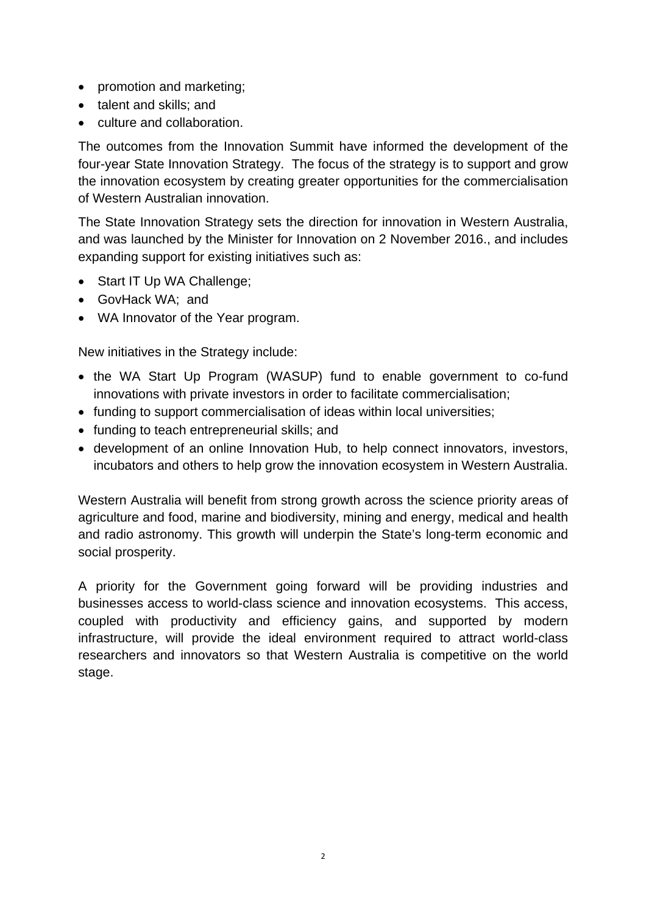- promotion and marketing;
- talent and skills; and
- culture and collaboration.

The outcomes from the Innovation Summit have informed the development of the four-year State Innovation Strategy. The focus of the strategy is to support and grow the innovation ecosystem by creating greater opportunities for the commercialisation of Western Australian innovation.

The State Innovation Strategy sets the direction for innovation in Western Australia, and was launched by the Minister for Innovation on 2 November 2016., and includes expanding support for existing initiatives such as:

- Start IT Up WA Challenge;
- GovHack WA; and
- WA Innovator of the Year program.

New initiatives in the Strategy include:

- the WA Start Up Program (WASUP) fund to enable government to co-fund innovations with private investors in order to facilitate commercialisation;
- funding to support commercialisation of ideas within local universities;
- funding to teach entrepreneurial skills; and
- development of an online Innovation Hub, to help connect innovators, investors, incubators and others to help grow the innovation ecosystem in Western Australia.

Western Australia will benefit from strong growth across the science priority areas of agriculture and food, marine and biodiversity, mining and energy, medical and health and radio astronomy. This growth will underpin the State's long-term economic and social prosperity.

A priority for the Government going forward will be providing industries and businesses access to world-class science and innovation ecosystems. This access, coupled with productivity and efficiency gains, and supported by modern infrastructure, will provide the ideal environment required to attract world-class researchers and innovators so that Western Australia is competitive on the world stage.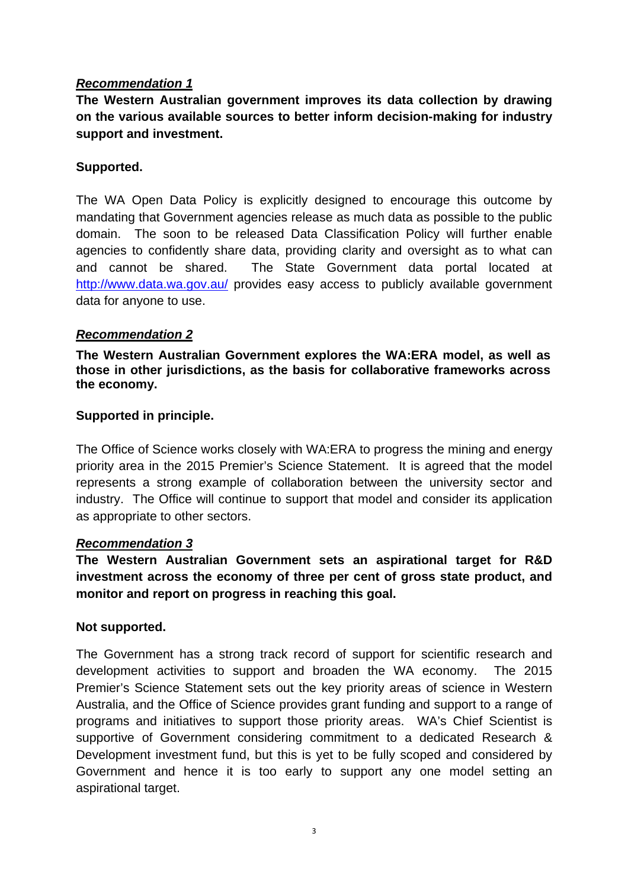***Recommendation 1***

**The Western Australian government improves its data collection by drawing on the various available sources to better inform decision-making for industry support and investment.**

**Supported.**

The WA Open Data Policy is explicitly designed to encourage this outcome by mandating that Government agencies release as much data as possible to the public domain. The soon to be released Data Classification Policy will further enable agencies to confidently share data, providing clarity and oversight as to what can and cannot be shared. The State Government data portal located at http://www.data.wa.gov.au/ provides easy access to publicly available government data for anyone to use.

***Recommendation 2***

**The Western Australian Government explores the WA:ERA model, as well as those in other jurisdictions, as the basis for collaborative frameworks across the economy.**

**Supported in principle.**

The Office of Science works closely with WA:ERA to progress the mining and energy priority area in the 2015 Premier's Science Statement. It is agreed that the model represents a strong example of collaboration between the university sector and industry. The Office will continue to support that model and consider its application as appropriate to other sectors.

***Recommendation 3***

**The Western Australian Government sets an aspirational target for R&D investment across the economy of three per cent of gross state product, and monitor and report on progress in reaching this goal.**

**Not supported.**

The Government has a strong track record of support for scientific research and development activities to support and broaden the WA economy. The 2015 Premier's Science Statement sets out the key priority areas of science in Western Australia, and the Office of Science provides grant funding and support to a range of programs and initiatives to support those priority areas. WA's Chief Scientist is supportive of Government considering commitment to a dedicated Research & Development investment fund, but this is yet to be fully scoped and considered by Government and hence it is too early to support any one model setting an aspirational target.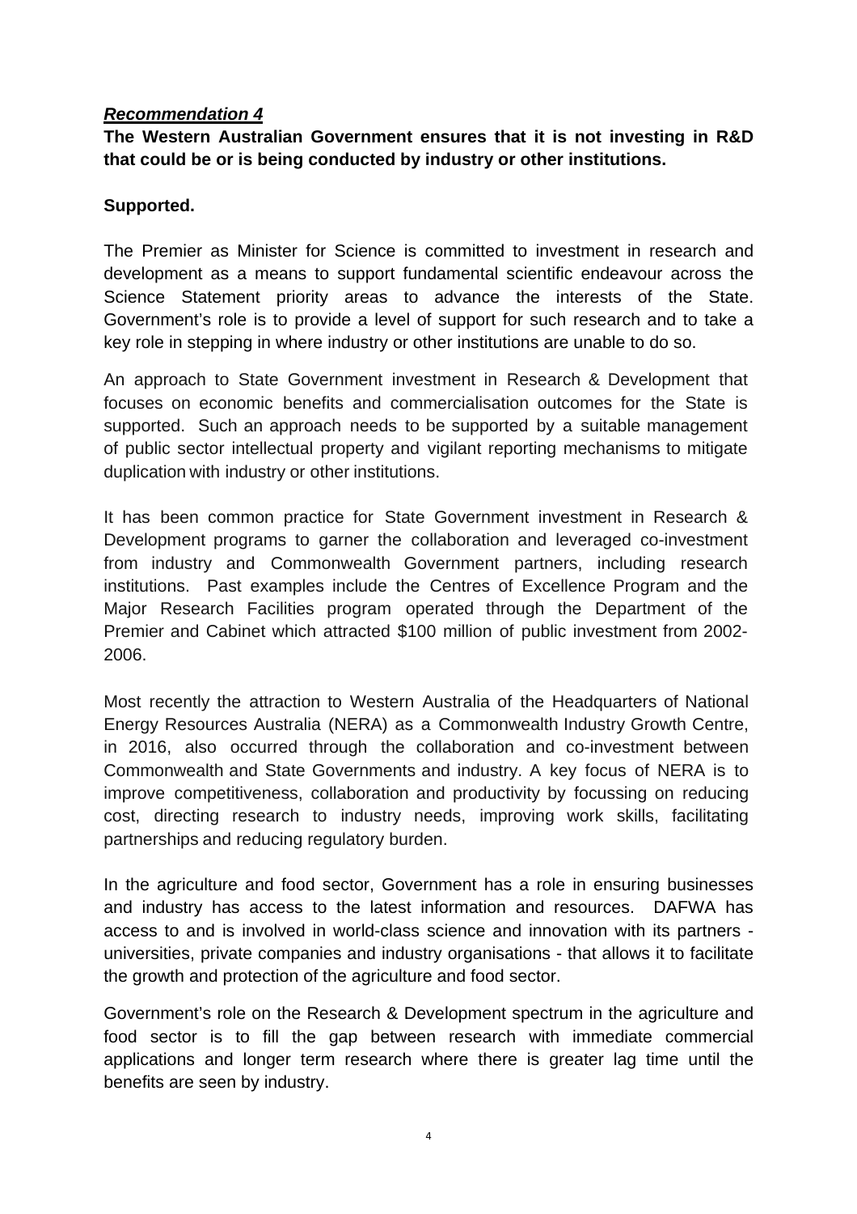***Recommendation 4***

**The Western Australian Government ensures that it is not investing in R&D that could be or is being conducted by industry or other institutions.**

**Supported.**

The Premier as Minister for Science is committed to investment in research and development as a means to support fundamental scientific endeavour across the Science Statement priority areas to advance the interests of the State. Government's role is to provide a level of support for such research and to take a key role in stepping in where industry or other institutions are unable to do so.

An approach to State Government investment in Research & Development that focuses on economic benefits and commercialisation outcomes for the State is supported. Such an approach needs to be supported by a suitable management of public sector intellectual property and vigilant reporting mechanisms to mitigate duplication with industry or other institutions.

It has been common practice for State Government investment in Research & Development programs to garner the collaboration and leveraged co-investment from industry and Commonwealth Government partners, including research institutions. Past examples include the Centres of Excellence Program and the Major Research Facilities program operated through the Department of the Premier and Cabinet which attracted $100 million of public investment from 2002-2006.

Most recently the attraction to Western Australia of the Headquarters of National Energy Resources Australia (NERA) as a Commonwealth Industry Growth Centre, in 2016, also occurred through the collaboration and co-investment between Commonwealth and State Governments and industry. A key focus of NERA is to improve competitiveness, collaboration and productivity by focussing on reducing cost, directing research to industry needs, improving work skills, facilitating partnerships and reducing regulatory burden.

In the agriculture and food sector, Government has a role in ensuring businesses and industry has access to the latest information and resources. DAFWA has access to and is involved in world-class science and innovation with its partners - universities, private companies and industry organisations - that allows it to facilitate the growth and protection of the agriculture and food sector.

Government's role on the Research & Development spectrum in the agriculture and food sector is to fill the gap between research with immediate commercial applications and longer term research where there is greater lag time until the benefits are seen by industry.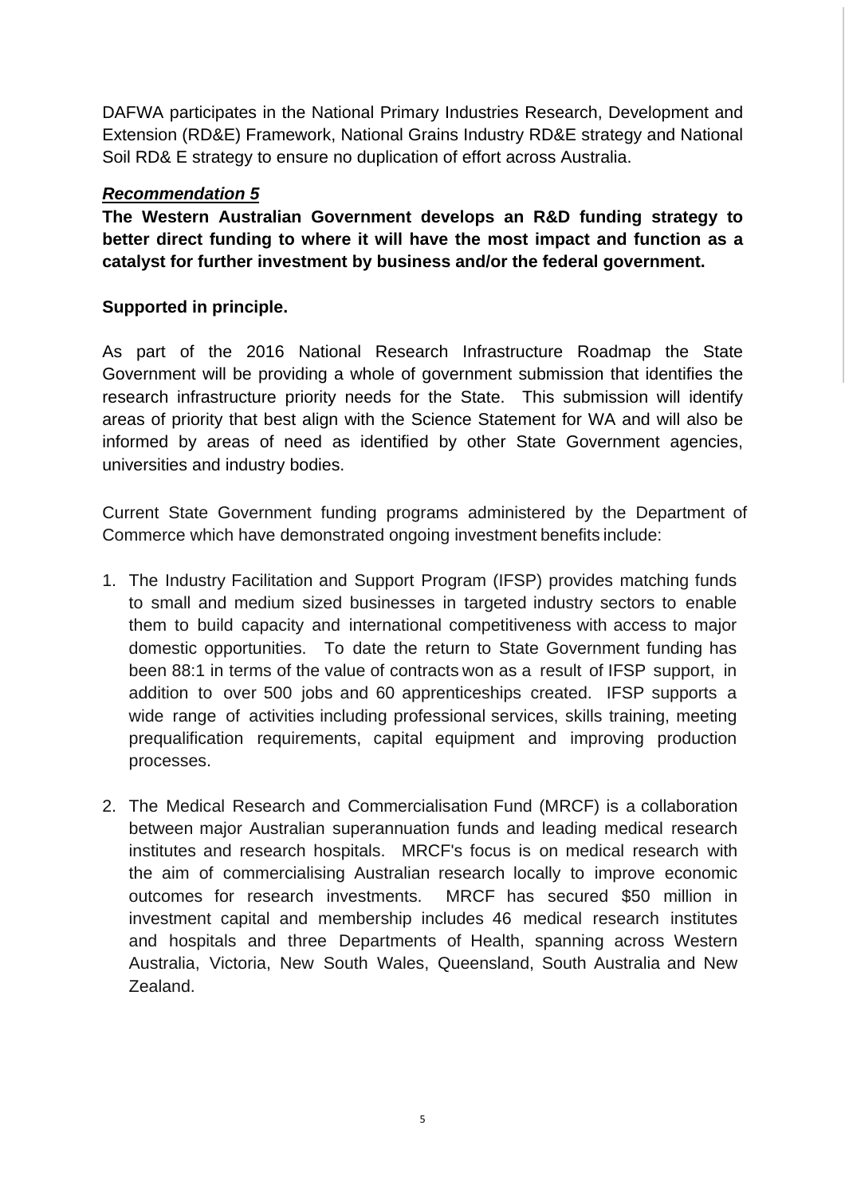DAFWA participates in the National Primary Industries Research, Development and Extension (RD&E) Framework, National Grains Industry RD&E strategy and National Soil RD& E strategy to ensure no duplication of effort across Australia.

***Recommendation 5***

**The Western Australian Government develops an R&D funding strategy to better direct funding to where it will have the most impact and function as a catalyst for further investment by business and/or the federal government.**

**Supported in principle.**

As part of the 2016 National Research Infrastructure Roadmap the State Government will be providing a whole of government submission that identifies the research infrastructure priority needs for the State. This submission will identify areas of priority that best align with the Science Statement for WA and will also be informed by areas of need as identified by other State Government agencies, universities and industry bodies.

Current State Government funding programs administered by the Department of Commerce which have demonstrated ongoing investment benefits include:

1. The Industry Facilitation and Support Program (IFSP) provides matching funds to small and medium sized businesses in targeted industry sectors to enable them to build capacity and international competitiveness with access to major domestic opportunities. To date the return to State Government funding has been 88:1 in terms of the value of contracts won as a result of IFSP support, in addition to over 500 jobs and 60 apprenticeships created. IFSP supports a wide range of activities including professional services, skills training, meeting prequalification requirements, capital equipment and improving production processes.

2. The Medical Research and Commercialisation Fund (MRCF) is a collaboration between major Australian superannuation funds and leading medical research institutes and research hospitals. MRCF's focus is on medical research with the aim of commercialising Australian research locally to improve economic outcomes for research investments. MRCF has secured $50 million in investment capital and membership includes 46 medical research institutes and hospitals and three Departments of Health, spanning across Western Australia, Victoria, New South Wales, Queensland, South Australia and New Zealand.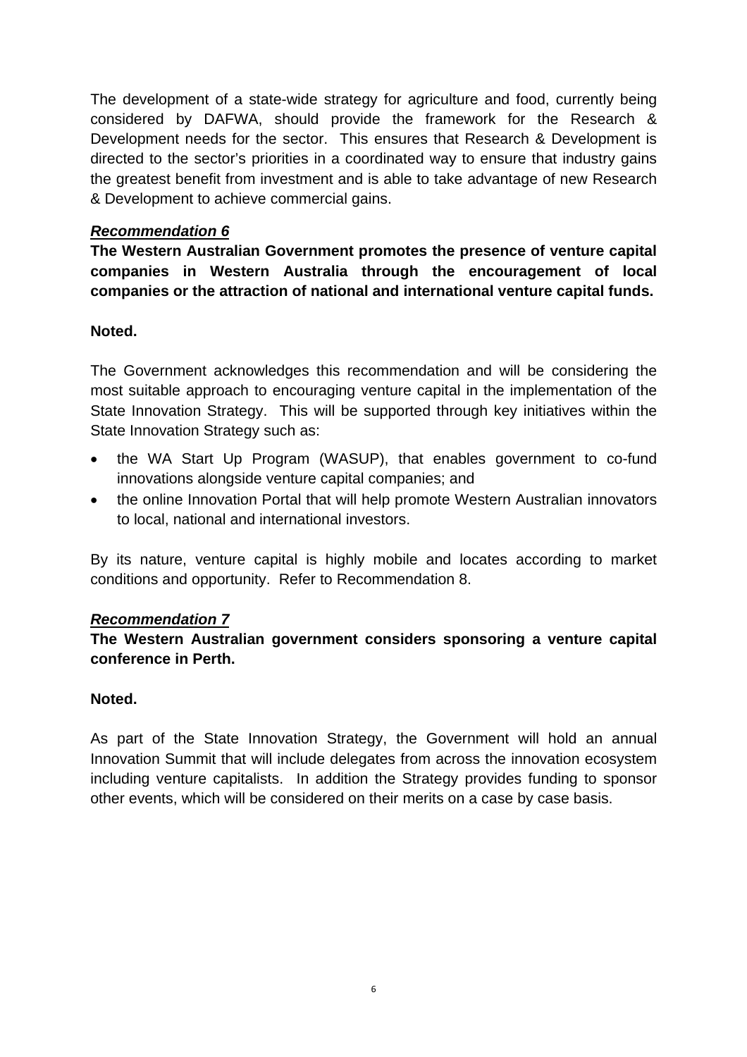The development of a state-wide strategy for agriculture and food, currently being considered by DAFWA, should provide the framework for the Research & Development needs for the sector. This ensures that Research & Development is directed to the sector's priorities in a coordinated way to ensure that industry gains the greatest benefit from investment and is able to take advantage of new Research & Development to achieve commercial gains.

***Recommendation 6***

**The Western Australian Government promotes the presence of venture capital companies in Western Australia through the encouragement of local companies or the attraction of national and international venture capital funds.**

**Noted.**

The Government acknowledges this recommendation and will be considering the most suitable approach to encouraging venture capital in the implementation of the State Innovation Strategy. This will be supported through key initiatives within the State Innovation Strategy such as:

- the WA Start Up Program (WASUP), that enables government to co-fund innovations alongside venture capital companies; and
- the online Innovation Portal that will help promote Western Australian innovators to local, national and international investors.

By its nature, venture capital is highly mobile and locates according to market conditions and opportunity. Refer to Recommendation 8.

***Recommendation 7***

**The Western Australian government considers sponsoring a venture capital conference in Perth.**

**Noted.**

As part of the State Innovation Strategy, the Government will hold an annual Innovation Summit that will include delegates from across the innovation ecosystem including venture capitalists. In addition the Strategy provides funding to sponsor other events, which will be considered on their merits on a case by case basis.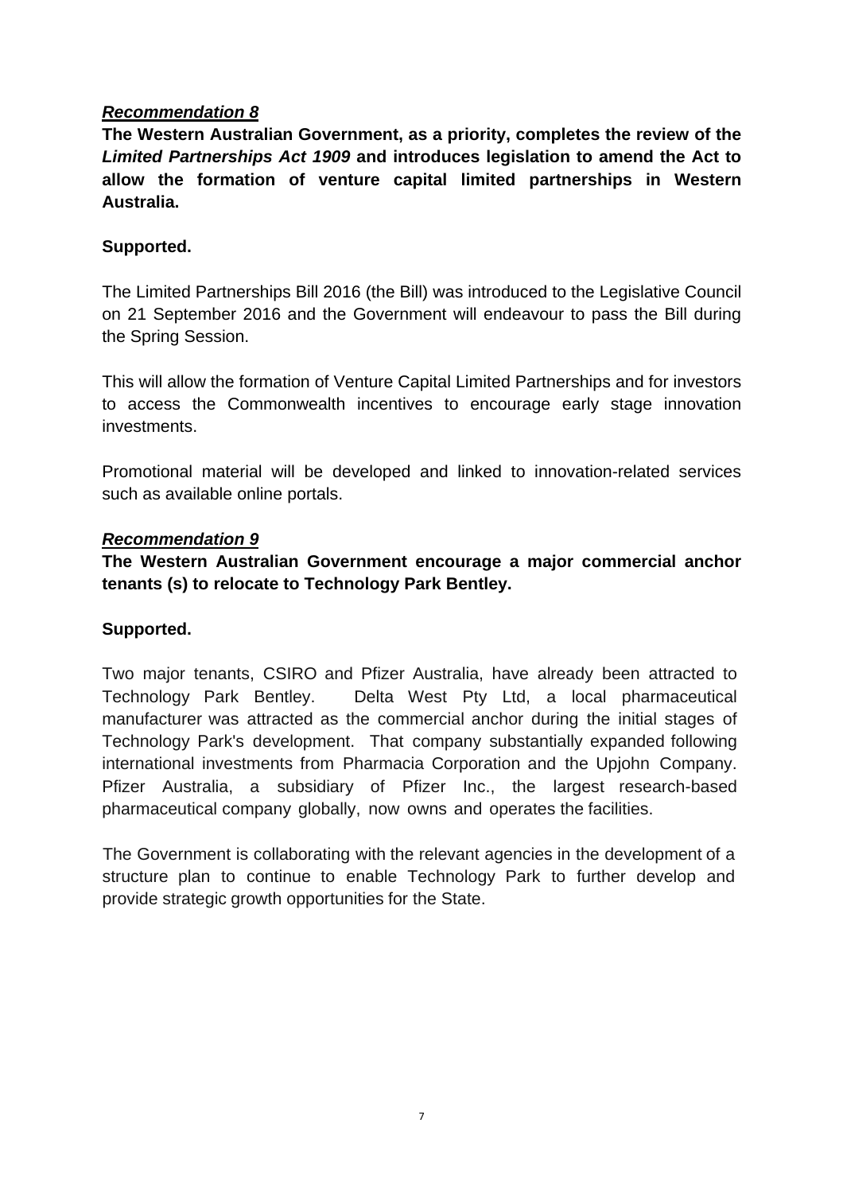***Recommendation 8***

**The Western Australian Government, as a priority, completes the review of the *Limited Partnerships Act 1909* and introduces legislation to amend the Act to allow the formation of venture capital limited partnerships in Western Australia.**

**Supported.**

The Limited Partnerships Bill 2016 (the Bill) was introduced to the Legislative Council on 21 September 2016 and the Government will endeavour to pass the Bill during the Spring Session.

This will allow the formation of Venture Capital Limited Partnerships and for investors to access the Commonwealth incentives to encourage early stage innovation investments.

Promotional material will be developed and linked to innovation-related services such as available online portals.

***Recommendation 9***

**The Western Australian Government encourage a major commercial anchor tenants (s) to relocate to Technology Park Bentley.**

**Supported.**

Two major tenants, CSIRO and Pfizer Australia, have already been attracted to Technology Park Bentley. Delta West Pty Ltd, a local pharmaceutical manufacturer was attracted as the commercial anchor during the initial stages of Technology Park's development. That company substantially expanded following international investments from Pharmacia Corporation and the Upjohn Company. Pfizer Australia, a subsidiary of Pfizer Inc., the largest research-based pharmaceutical company globally, now owns and operates the facilities.

The Government is collaborating with the relevant agencies in the development of a structure plan to continue to enable Technology Park to further develop and provide strategic growth opportunities for the State.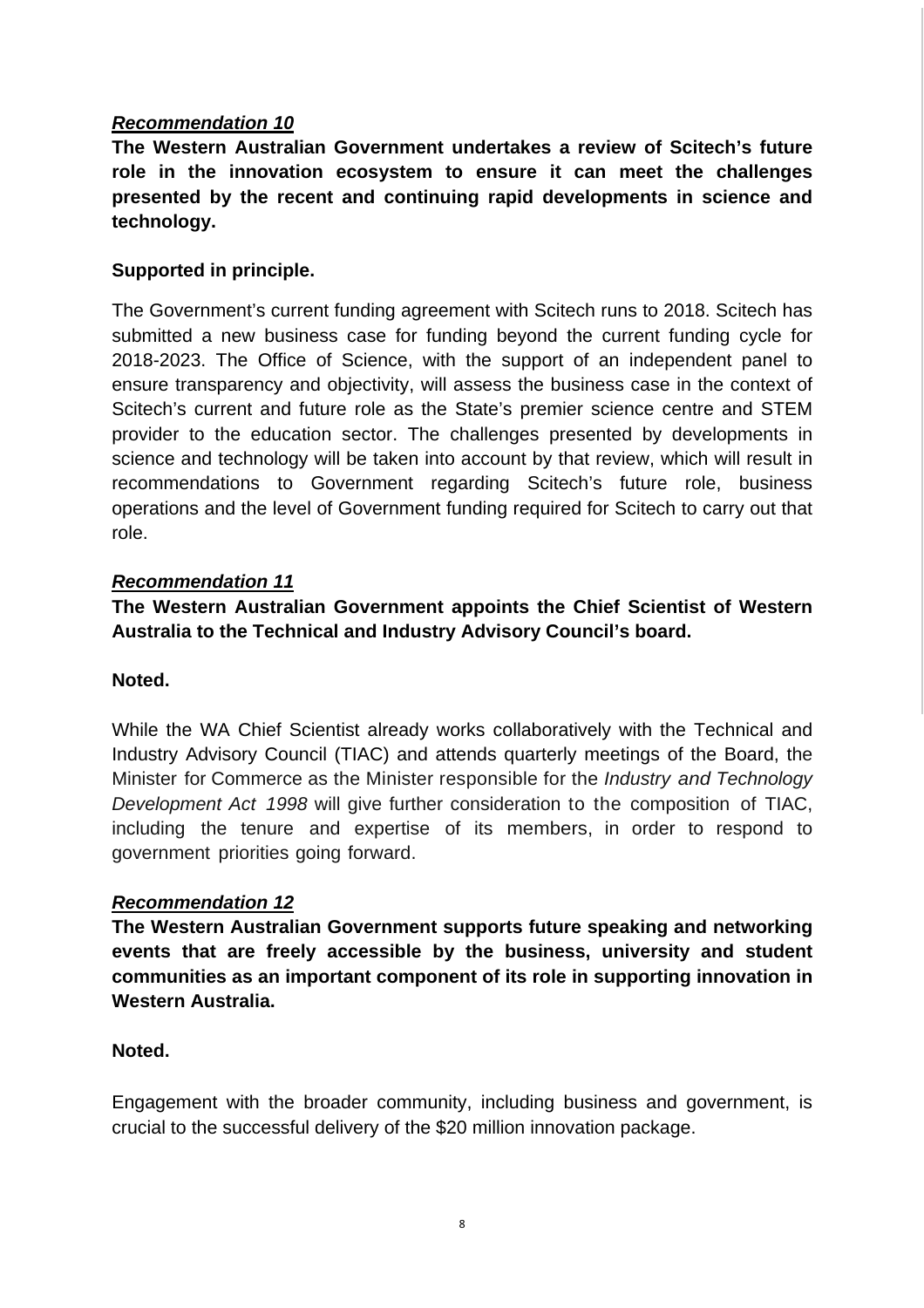***Recommendation 10***

**The Western Australian Government undertakes a review of Scitech's future role in the innovation ecosystem to ensure it can meet the challenges presented by the recent and continuing rapid developments in science and technology.**

**Supported in principle.**

The Government's current funding agreement with Scitech runs to 2018. Scitech has submitted a new business case for funding beyond the current funding cycle for 2018-2023. The Office of Science, with the support of an independent panel to ensure transparency and objectivity, will assess the business case in the context of Scitech's current and future role as the State's premier science centre and STEM provider to the education sector. The challenges presented by developments in science and technology will be taken into account by that review, which will result in recommendations to Government regarding Scitech's future role, business operations and the level of Government funding required for Scitech to carry out that role.

***Recommendation 11***

**The Western Australian Government appoints the Chief Scientist of Western Australia to the Technical and Industry Advisory Council's board.**

**Noted.**

While the WA Chief Scientist already works collaboratively with the Technical and Industry Advisory Council (TIAC) and attends quarterly meetings of the Board, the Minister for Commerce as the Minister responsible for the *Industry and Technology Development Act 1998* will give further consideration to the composition of TIAC, including the tenure and expertise of its members, in order to respond to government priorities going forward.

***Recommendation 12***

**The Western Australian Government supports future speaking and networking events that are freely accessible by the business, university and student communities as an important component of its role in supporting innovation in Western Australia.**

**Noted.**

Engagement with the broader community, including business and government, is crucial to the successful delivery of the $20 million innovation package.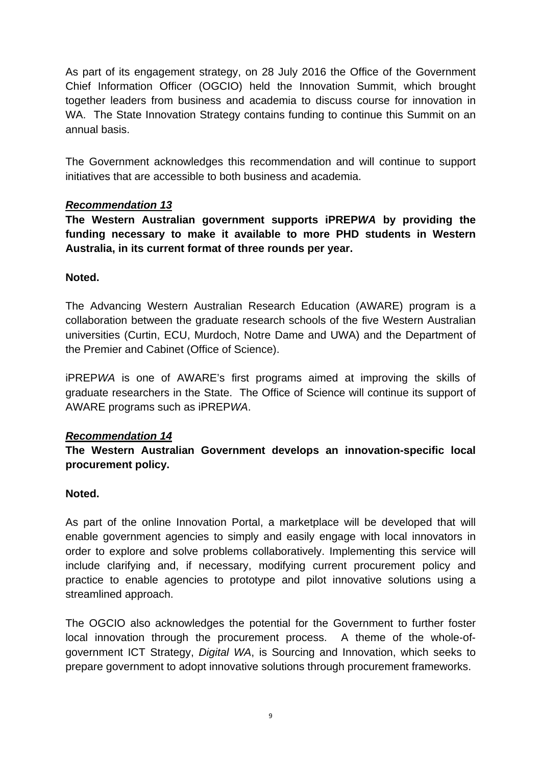As part of its engagement strategy, on 28 July 2016 the Office of the Government Chief Information Officer (OGCIO) held the Innovation Summit, which brought together leaders from business and academia to discuss course for innovation in WA. The State Innovation Strategy contains funding to continue this Summit on an annual basis.

The Government acknowledges this recommendation and will continue to support initiatives that are accessible to both business and academia.

***Recommendation 13***

**The Western Australian government supports iPREP*WA* by providing the funding necessary to make it available to more PHD students in Western Australia, in its current format of three rounds per year.**

**Noted.**

The Advancing Western Australian Research Education (AWARE) program is a collaboration between the graduate research schools of the five Western Australian universities (Curtin, ECU, Murdoch, Notre Dame and UWA) and the Department of the Premier and Cabinet (Office of Science).

iPREP*WA* is one of AWARE's first programs aimed at improving the skills of graduate researchers in the State. The Office of Science will continue its support of AWARE programs such as iPREP*WA*.

***Recommendation 14***

**The Western Australian Government develops an innovation-specific local procurement policy.**

**Noted.**

As part of the online Innovation Portal, a marketplace will be developed that will enable government agencies to simply and easily engage with local innovators in order to explore and solve problems collaboratively. Implementing this service will include clarifying and, if necessary, modifying current procurement policy and practice to enable agencies to prototype and pilot innovative solutions using a streamlined approach.

The OGCIO also acknowledges the potential for the Government to further foster local innovation through the procurement process. A theme of the whole-of-government ICT Strategy, *Digital WA*, is Sourcing and Innovation, which seeks to prepare government to adopt innovative solutions through procurement frameworks.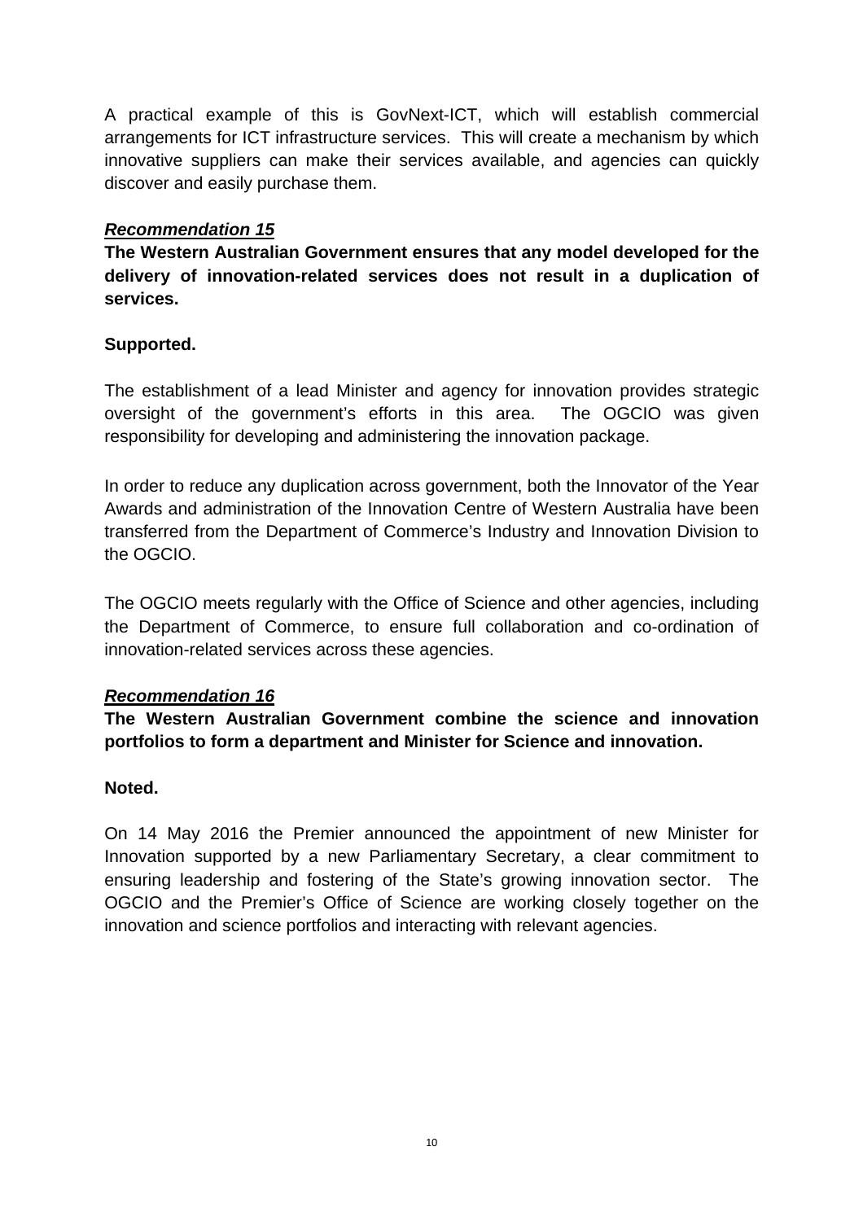A practical example of this is GovNext-ICT, which will establish commercial arrangements for ICT infrastructure services. This will create a mechanism by which innovative suppliers can make their services available, and agencies can quickly discover and easily purchase them.

***Recommendation 15***

**The Western Australian Government ensures that any model developed for the delivery of innovation-related services does not result in a duplication of services.**

**Supported.**

The establishment of a lead Minister and agency for innovation provides strategic oversight of the government's efforts in this area. The OGCIO was given responsibility for developing and administering the innovation package.

In order to reduce any duplication across government, both the Innovator of the Year Awards and administration of the Innovation Centre of Western Australia have been transferred from the Department of Commerce's Industry and Innovation Division to the OGCIO.

The OGCIO meets regularly with the Office of Science and other agencies, including the Department of Commerce, to ensure full collaboration and co-ordination of innovation-related services across these agencies.

***Recommendation 16***

**The Western Australian Government combine the science and innovation portfolios to form a department and Minister for Science and innovation.**

**Noted.**

On 14 May 2016 the Premier announced the appointment of new Minister for Innovation supported by a new Parliamentary Secretary, a clear commitment to ensuring leadership and fostering of the State's growing innovation sector. The OGCIO and the Premier's Office of Science are working closely together on the innovation and science portfolios and interacting with relevant agencies.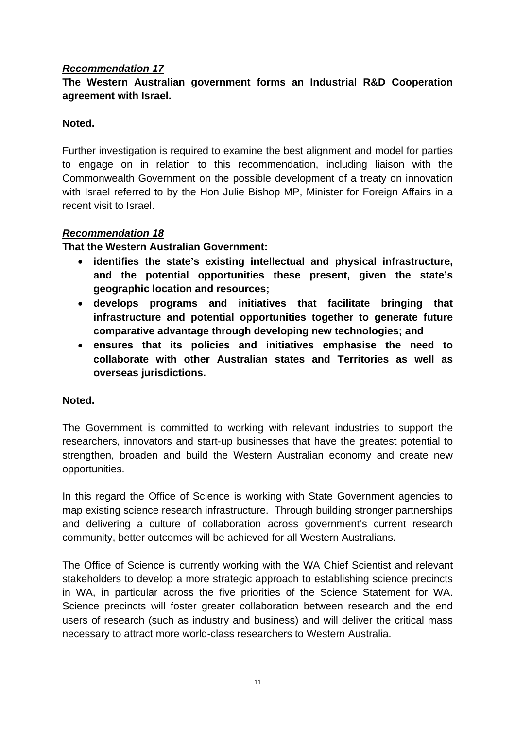***Recommendation 17***

**The Western Australian government forms an Industrial R&D Cooperation agreement with Israel.**

**Noted.**

Further investigation is required to examine the best alignment and model for parties to engage on in relation to this recommendation, including liaison with the Commonwealth Government on the possible development of a treaty on innovation with Israel referred to by the Hon Julie Bishop MP, Minister for Foreign Affairs in a recent visit to Israel.

***Recommendation 18***

**That the Western Australian Government:**

- **identifies the state's existing intellectual and physical infrastructure, and the potential opportunities these present, given the state's geographic location and resources;**
- **develops programs and initiatives that facilitate bringing that infrastructure and potential opportunities together to generate future comparative advantage through developing new technologies; and**
- **ensures that its policies and initiatives emphasise the need to collaborate with other Australian states and Territories as well as overseas jurisdictions.**

**Noted.**

The Government is committed to working with relevant industries to support the researchers, innovators and start-up businesses that have the greatest potential to strengthen, broaden and build the Western Australian economy and create new opportunities.

In this regard the Office of Science is working with State Government agencies to map existing science research infrastructure. Through building stronger partnerships and delivering a culture of collaboration across government's current research community, better outcomes will be achieved for all Western Australians.

The Office of Science is currently working with the WA Chief Scientist and relevant stakeholders to develop a more strategic approach to establishing science precincts in WA, in particular across the five priorities of the Science Statement for WA. Science precincts will foster greater collaboration between research and the end users of research (such as industry and business) and will deliver the critical mass necessary to attract more world-class researchers to Western Australia.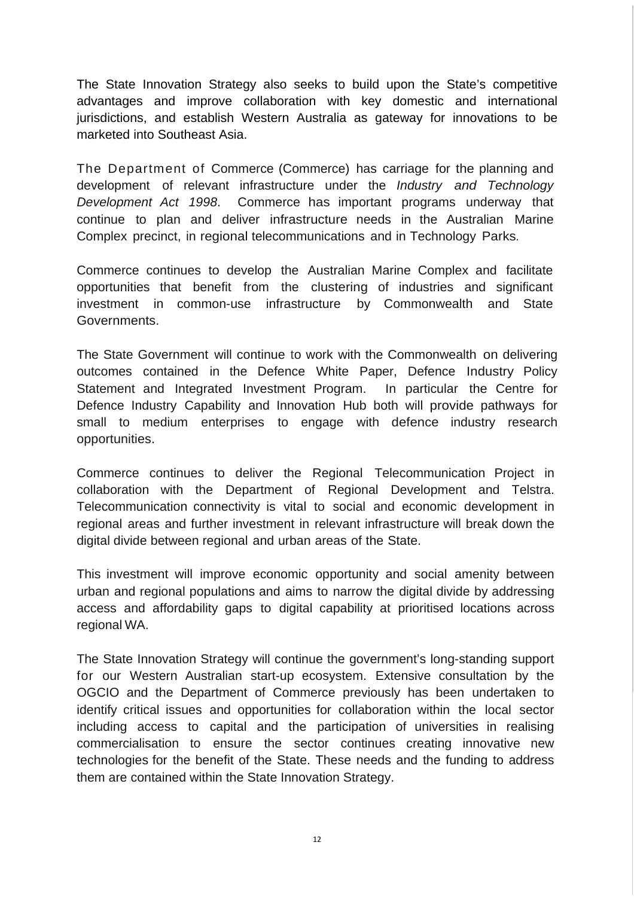The State Innovation Strategy also seeks to build upon the State's competitive advantages and improve collaboration with key domestic and international jurisdictions, and establish Western Australia as gateway for innovations to be marketed into Southeast Asia.

The Department of Commerce (Commerce) has carriage for the planning and development of relevant infrastructure under the *Industry and Technology Development Act 1998*. Commerce has important programs underway that continue to plan and deliver infrastructure needs in the Australian Marine Complex precinct, in regional telecommunications and in Technology Parks.

Commerce continues to develop the Australian Marine Complex and facilitate opportunities that benefit from the clustering of industries and significant investment in common-use infrastructure by Commonwealth and State Governments.

The State Government will continue to work with the Commonwealth on delivering outcomes contained in the Defence White Paper, Defence Industry Policy Statement and Integrated Investment Program. In particular the Centre for Defence Industry Capability and Innovation Hub both will provide pathways for small to medium enterprises to engage with defence industry research opportunities.

Commerce continues to deliver the Regional Telecommunication Project in collaboration with the Department of Regional Development and Telstra. Telecommunication connectivity is vital to social and economic development in regional areas and further investment in relevant infrastructure will break down the digital divide between regional and urban areas of the State.

This investment will improve economic opportunity and social amenity between urban and regional populations and aims to narrow the digital divide by addressing access and affordability gaps to digital capability at prioritised locations across regional WA.

The State Innovation Strategy will continue the government's long-standing support for our Western Australian start-up ecosystem. Extensive consultation by the OGCIO and the Department of Commerce previously has been undertaken to identify critical issues and opportunities for collaboration within the local sector including access to capital and the participation of universities in realising commercialisation to ensure the sector continues creating innovative new technologies for the benefit of the State. These needs and the funding to address them are contained within the State Innovation Strategy.